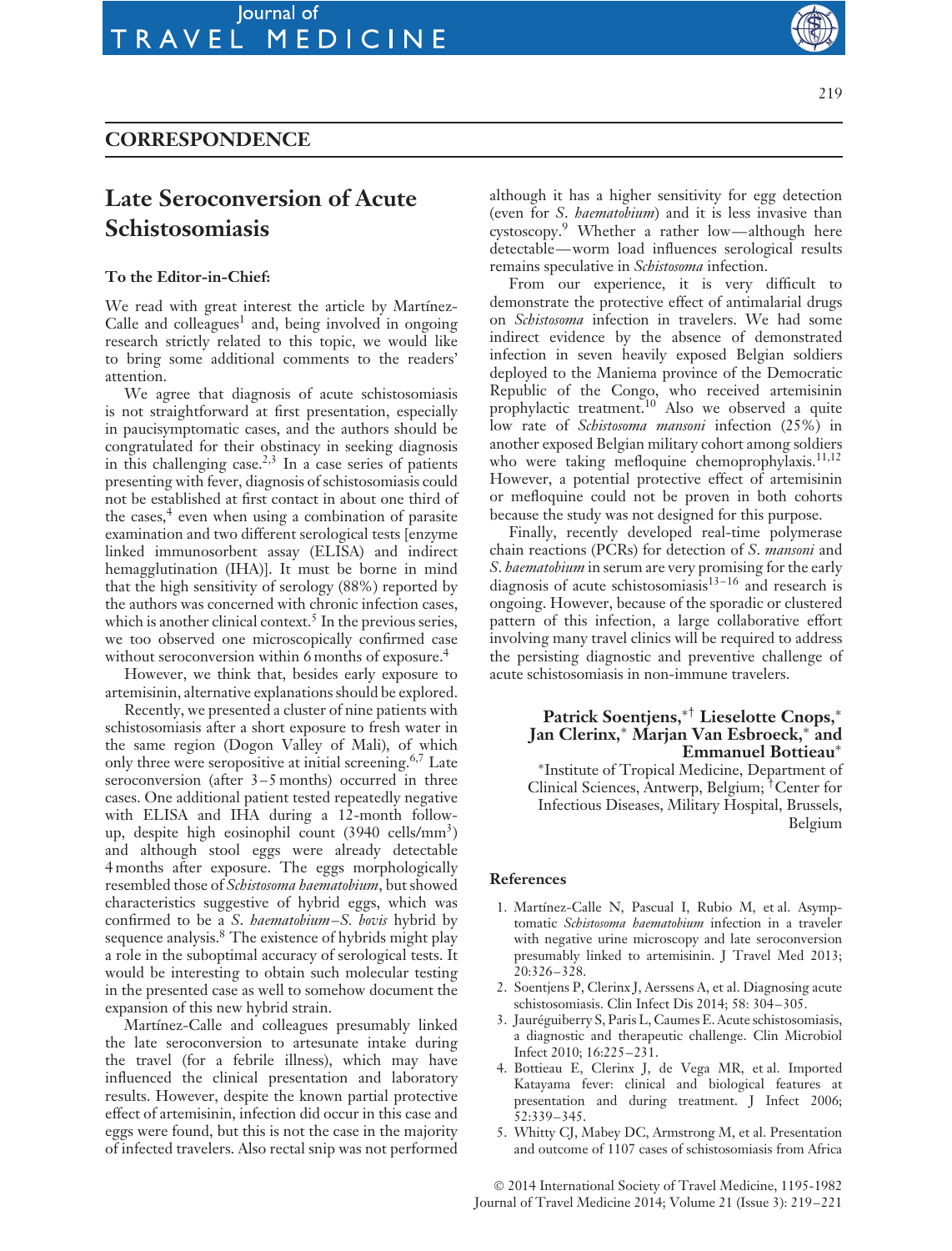## CORRESPONDENCE

# Late Seroconversion of Acute Schistosomiasis

**To the Editor-in-Chief:**

We read with great interest the article by Martínez-Calle and colleagues[1] and, being involved in ongoing research strictly related to this topic, we would like to bring some additional comments to the readers' attention.

We agree that diagnosis of acute schistosomiasis is not straightforward at first presentation, especially in paucisymptomatic cases, and the authors should be congratulated for their obstinacy in seeking diagnosis in this challenging case.[2,3] In a case series of patients presenting with fever, diagnosis of schistosomiasis could not be established at first contact in about one third of the cases,[4] even when using a combination of parasite examination and two different serological tests [enzyme linked immunosorbent assay (ELISA) and indirect hemagglutination (IHA)]. It must be borne in mind that the high sensitivity of serology (88%) reported by the authors was concerned with chronic infection cases, which is another clinical context.[5] In the previous series, we too observed one microscopically confirmed case without seroconversion within 6 months of exposure.[4]

However, we think that, besides early exposure to artemisinin, alternative explanations should be explored.

Recently, we presented a cluster of nine patients with schistosomiasis after a short exposure to fresh water in the same region (Dogon Valley of Mali), of which only three were seropositive at initial screening.[6,7] Late seroconversion (after 3–5 months) occurred in three cases. One additional patient tested repeatedly negative with ELISA and IHA during a 12-month follow-up, despite high eosinophil count (3940 cells/mm$^3$) and although stool eggs were already detectable 4 months after exposure. The eggs morphologically resembled those of *Schistosoma haematobium*, but showed characteristics suggestive of hybrid eggs, which was confirmed to be a *S. haematobium*–*S. bovis* hybrid by sequence analysis.[8] The existence of hybrids might play a role in the suboptimal accuracy of serological tests. It would be interesting to obtain such molecular testing in the presented case as well to somehow document the expansion of this new hybrid strain.

Martínez-Calle and colleagues presumably linked the late seroconversion to artesunate intake during the travel (for a febrile illness), which may have influenced the clinical presentation and laboratory results. However, despite the known partial protective effect of artemisinin, infection did occur in this case and eggs were found, but this is not the case in the majority of infected travelers. Also rectal snip was not performed although it has a higher sensitivity for egg detection (even for *S. haematobium*) and it is less invasive than cystoscopy.[9] Whether a rather low—although here detectable—worm load influences serological results remains speculative in *Schistosoma* infection.

From our experience, it is very difficult to demonstrate the protective effect of antimalarial drugs on *Schistosoma* infection in travelers. We had some indirect evidence by the absence of demonstrated infection in seven heavily exposed Belgian soldiers deployed to the Maniema province of the Democratic Republic of the Congo, who received artemisinin prophylactic treatment.[10] Also we observed a quite low rate of *Schistosoma mansoni* infection (25%) in another exposed Belgian military cohort among soldiers who were taking mefloquine chemoprophylaxis.[11,12] However, a potential protective effect of artemisinin or mefloquine could not be proven in both cohorts because the study was not designed for this purpose.

Finally, recently developed real-time polymerase chain reactions (PCRs) for detection of *S. mansoni* and *S. haematobium* in serum are very promising for the early diagnosis of acute schistosomiasis[13–16] and research is ongoing. However, because of the sporadic or clustered pattern of this infection, a large collaborative effort involving many travel clinics will be required to address the persisting diagnostic and preventive challenge of acute schistosomiasis in non-immune travelers.

**Patrick Soentjens,[*†] Lieselotte Cnops,[*] Jan Clerinx,[*] Marjan Van Esbroeck,[*] and Emmanuel Bottieau[*]**

[*]Institute of Tropical Medicine, Department of Clinical Sciences, Antwerp, Belgium; [†]Center for Infectious Diseases, Military Hospital, Brussels, Belgium

## References

1. Martínez-Calle N, Pascual I, Rubio M, et al. Asymptomatic *Schistosoma haematobium* infection in a traveler with negative urine microscopy and late seroconversion presumably linked to artemisinin. J Travel Med 2013; 20:326–328.
2. Soentjens P, Clerinx J, Aerssens A, et al. Diagnosing acute schistosomiasis. Clin Infect Dis 2014; 58: 304–305.
3. Jauréguiberry S, Paris L, Caumes E. Acute schistosomiasis, a diagnostic and therapeutic challenge. Clin Microbiol Infect 2010; 16:225–231.
4. Bottieau E, Clerinx J, de Vega MR, et al. Imported Katayama fever: clinical and biological features at presentation and during treatment. J Infect 2006; 52:339–345.
5. Whitty CJ, Mabey DC, Armstrong M, et al. Presentation and outcome of 1107 cases of schistosomiasis from Africa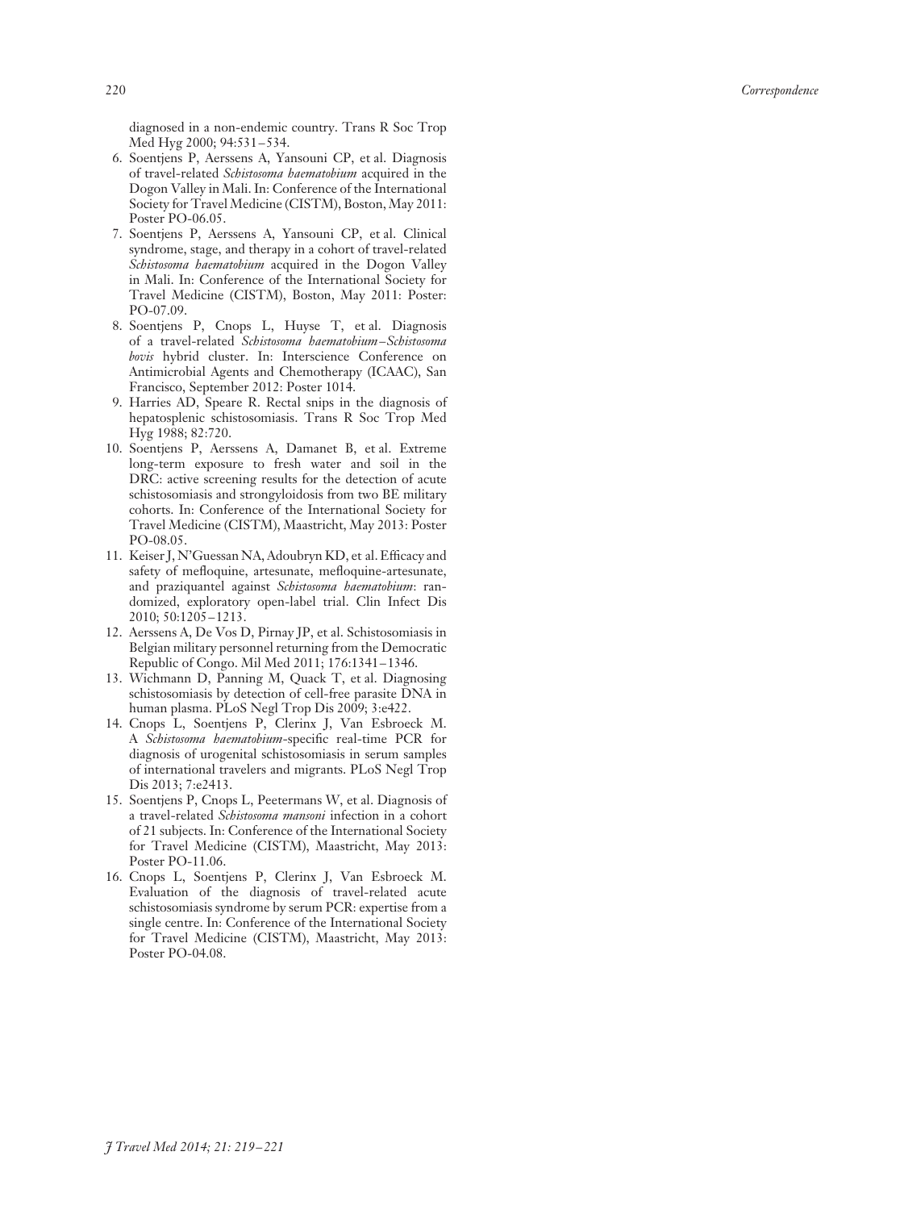diagnosed in a non-endemic country. Trans R Soc Trop Med Hyg 2000; 94:531–534.

6. Soentjens P, Aerssens A, Yansouni CP, et al. Diagnosis of travel-related *Schistosoma haematobium* acquired in the Dogon Valley in Mali. In: Conference of the International Society for Travel Medicine (CISTM), Boston, May 2011: Poster PO-06.05.
7. Soentjens P, Aerssens A, Yansouni CP, et al. Clinical syndrome, stage, and therapy in a cohort of travel-related *Schistosoma haematobium* acquired in the Dogon Valley in Mali. In: Conference of the International Society for Travel Medicine (CISTM), Boston, May 2011: Poster: PO-07.09.
8. Soentjens P, Cnops L, Huyse T, et al. Diagnosis of a travel-related *Schistosoma haematobium–Schistosoma bovis* hybrid cluster. In: Interscience Conference on Antimicrobial Agents and Chemotherapy (ICAAC), San Francisco, September 2012: Poster 1014.
9. Harries AD, Speare R. Rectal snips in the diagnosis of hepatosplenic schistosomiasis. Trans R Soc Trop Med Hyg 1988; 82:720.
10. Soentjens P, Aerssens A, Damanet B, et al. Extreme long-term exposure to fresh water and soil in the DRC: active screening results for the detection of acute schistosomiasis and strongyloidosis from two BE military cohorts. In: Conference of the International Society for Travel Medicine (CISTM), Maastricht, May 2013: Poster PO-08.05.
11. Keiser J, N'Guessan NA, Adoubryn KD, et al. Efficacy and safety of mefloquine, artesunate, mefloquine-artesunate, and praziquantel against *Schistosoma haematobium*: randomized, exploratory open-label trial. Clin Infect Dis 2010; 50:1205–1213.
12. Aerssens A, De Vos D, Pirnay JP, et al. Schistosomiasis in Belgian military personnel returning from the Democratic Republic of Congo. Mil Med 2011; 176:1341–1346.
13. Wichmann D, Panning M, Quack T, et al. Diagnosing schistosomiasis by detection of cell-free parasite DNA in human plasma. PLoS Negl Trop Dis 2009; 3:e422.
14. Cnops L, Soentjens P, Clerinx J, Van Esbroeck M. A *Schistosoma haematobium*-specific real-time PCR for diagnosis of urogenital schistosomiasis in serum samples of international travelers and migrants. PLoS Negl Trop Dis 2013; 7:e2413.
15. Soentjens P, Cnops L, Peetermans W, et al. Diagnosis of a travel-related *Schistosoma mansoni* infection in a cohort of 21 subjects. In: Conference of the International Society for Travel Medicine (CISTM), Maastricht, May 2013: Poster PO-11.06.
16. Cnops L, Soentjens P, Clerinx J, Van Esbroeck M. Evaluation of the diagnosis of travel-related acute schistosomiasis syndrome by serum PCR: expertise from a single centre. In: Conference of the International Society for Travel Medicine (CISTM), Maastricht, May 2013: Poster PO-04.08.